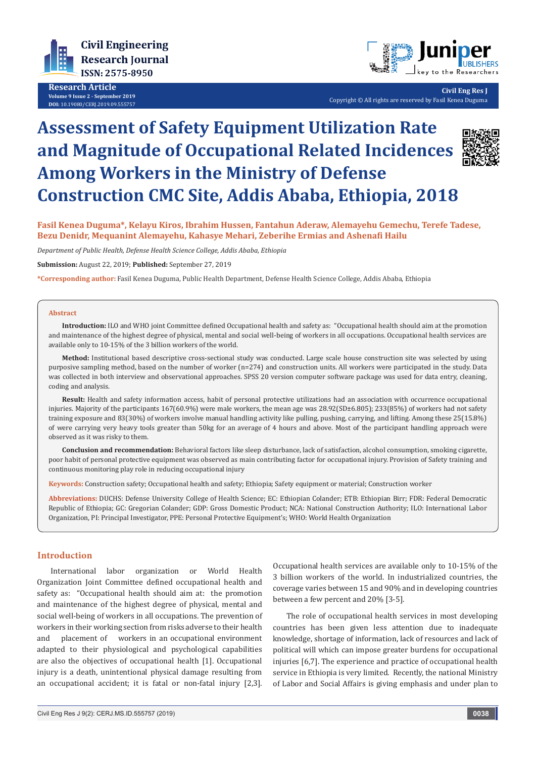# Assessment of Safety Equipment Utilization Rate and Magnitude of Occupational Related Incidences Among Workers in the Ministry of Defense Construction CMC Site, Addis Ababa, Ethiopia, 2018

**Fasil Kenea Duguma*, Kelayu Kiros, Ibrahim Hussen, Fantahun Aderaw, Alemayehu Gemechu, Terefe Tadese, Bezu Denidr, Mequanint Alemayehu, Kahasye Mehari, Zeberihe Ermias and Ashenafi Hailu**

*Department of Public Health, Defense Health Science College, Addis Ababa, Ethiopia*

**Submission:** August 22, 2019; **Published:** September 27, 2019

***Corresponding author:** Fasil Kenea Duguma, Public Health Department, Defense Health Science College, Addis Ababa, Ethiopia

## Abstract

**Introduction:** ILO and WHO joint Committee defined Occupational health and safety as: "Occupational health should aim at the promotion and maintenance of the highest degree of physical, mental and social well-being of workers in all occupations. Occupational health services are available only to 10-15% of the 3 billion workers of the world.

**Method:** Institutional based descriptive cross-sectional study was conducted. Large scale house construction site was selected by using purposive sampling method, based on the number of worker (n=274) and construction units. All workers were participated in the study. Data was collected in both interview and observational approaches. SPSS 20 version computer software package was used for data entry, cleaning, coding and analysis.

**Result:** Health and safety information access, habit of personal protective utilizations had an association with occurrence occupational injuries. Majority of the participants 167(60.9%) were male workers, the mean age was 28.92(SD±6.805); 233(85%) of workers had not safety training exposure and 83(30%) of workers involve manual handling activity like pulling, pushing, carrying, and lifting. Among these 25(15.8%) of were carrying very heavy tools greater than 50kg for an average of 4 hours and above. Most of the participant handling approach were observed as it was risky to them.

**Conclusion and recommendation:** Behavioral factors like sleep disturbance, lack of satisfaction, alcohol consumption, smoking cigarette, poor habit of personal protective equipment was observed as main contributing factor for occupational injury. Provision of Safety training and continuous monitoring play role in reducing occupational injury

**Keywords:** Construction safety; Occupational health and safety; Ethiopia; Safety equipment or material; Construction worker

**Abbreviations:** DUCHS: Defense University College of Health Science; EC: Ethiopian Colander; ETB: Ethiopian Birr; FDR: Federal Democratic Republic of Ethiopia; GC: Gregorian Colander; GDP: Gross Domestic Product; NCA: National Construction Authority; ILO: International Labor Organization, PI: Principal Investigator, PPE: Personal Protective Equipment's; WHO: World Health Organization

## Introduction

International labor organization or World Health Organization Joint Committee defined occupational health and safety as: "Occupational health should aim at: the promotion and maintenance of the highest degree of physical, mental and social well-being of workers in all occupations. The prevention of workers in their working section from risks adverse to their health and placement of workers in an occupational environment adapted to their physiological and psychological capabilities are also the objectives of occupational health [1]. Occupational injury is a death, unintentional physical damage resulting from an occupational accident; it is fatal or non-fatal injury [2,3]. Occupational health services are available only to 10-15% of the 3 billion workers of the world. In industrialized countries, the coverage varies between 15 and 90% and in developing countries between a few percent and 20% [3-5].

The role of occupational health services in most developing countries has been given less attention due to inadequate knowledge, shortage of information, lack of resources and lack of political will which can impose greater burdens for occupational injuries [6,7]. The experience and practice of occupational health service in Ethiopia is very limited. Recently, the national Ministry of Labor and Social Affairs is giving emphasis and under plan to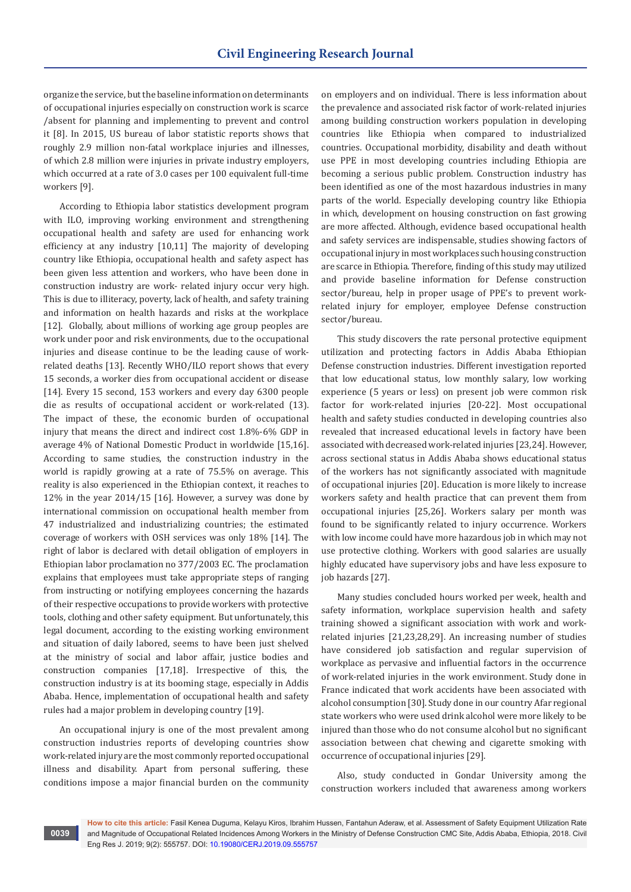organize the service, but the baseline information on determinants of occupational injuries especially on construction work is scarce /absent for planning and implementing to prevent and control it [8]. In 2015, US bureau of labor statistic reports shows that roughly 2.9 million non-fatal workplace injuries and illnesses, of which 2.8 million were injuries in private industry employers, which occurred at a rate of 3.0 cases per 100 equivalent full-time workers [9].

According to Ethiopia labor statistics development program with ILO, improving working environment and strengthening occupational health and safety are used for enhancing work efficiency at any industry [10,11] The majority of developing country like Ethiopia, occupational health and safety aspect has been given less attention and workers, who have been done in construction industry are work- related injury occur very high. This is due to illiteracy, poverty, lack of health, and safety training and information on health hazards and risks at the workplace [12]. Globally, about millions of working age group peoples are work under poor and risk environments, due to the occupational injuries and disease continue to be the leading cause of work-related deaths [13]. Recently WHO/ILO report shows that every 15 seconds, a worker dies from occupational accident or disease [14]. Every 15 second, 153 workers and every day 6300 people die as results of occupational accident or work-related (13). The impact of these, the economic burden of occupational injury that means the direct and indirect cost 1.8%-6% GDP in average 4% of National Domestic Product in worldwide [15,16]. According to same studies, the construction industry in the world is rapidly growing at a rate of 75.5% on average. This reality is also experienced in the Ethiopian context, it reaches to 12% in the year 2014/15 [16]. However, a survey was done by international commission on occupational health member from 47 industrialized and industrializing countries; the estimated coverage of workers with OSH services was only 18% [14]. The right of labor is declared with detail obligation of employers in Ethiopian labor proclamation no 377/2003 EC. The proclamation explains that employees must take appropriate steps of ranging from instructing or notifying employees concerning the hazards of their respective occupations to provide workers with protective tools, clothing and other safety equipment. But unfortunately, this legal document, according to the existing working environment and situation of daily labored, seems to have been just shelved at the ministry of social and labor affair, justice bodies and construction companies [17,18]. Irrespective of this, the construction industry is at its booming stage, especially in Addis Ababa. Hence, implementation of occupational health and safety rules had a major problem in developing country [19].

An occupational injury is one of the most prevalent among construction industries reports of developing countries show work-related injury are the most commonly reported occupational illness and disability. Apart from personal suffering, these conditions impose a major financial burden on the community on employers and on individual. There is less information about the prevalence and associated risk factor of work-related injuries among building construction workers population in developing countries like Ethiopia when compared to industrialized countries. Occupational morbidity, disability and death without use PPE in most developing countries including Ethiopia are becoming a serious public problem. Construction industry has been identified as one of the most hazardous industries in many parts of the world. Especially developing country like Ethiopia in which, development on housing construction on fast growing are more affected. Although, evidence based occupational health and safety services are indispensable, studies showing factors of occupational injury in most workplaces such housing construction are scarce in Ethiopia. Therefore, finding of this study may utilized and provide baseline information for Defense construction sector/bureau, help in proper usage of PPE's to prevent work-related injury for employer, employee Defense construction sector/bureau.

This study discovers the rate personal protective equipment utilization and protecting factors in Addis Ababa Ethiopian Defense construction industries. Different investigation reported that low educational status, low monthly salary, low working experience (5 years or less) on present job were common risk factor for work-related injuries [20-22]. Most occupational health and safety studies conducted in developing countries also revealed that increased educational levels in factory have been associated with decreased work-related injuries [23,24]. However, across sectional status in Addis Ababa shows educational status of the workers has not significantly associated with magnitude of occupational injuries [20]. Education is more likely to increase workers safety and health practice that can prevent them from occupational injuries [25,26]. Workers salary per month was found to be significantly related to injury occurrence. Workers with low income could have more hazardous job in which may not use protective clothing. Workers with good salaries are usually highly educated have supervisory jobs and have less exposure to job hazards [27].

Many studies concluded hours worked per week, health and safety information, workplace supervision health and safety training showed a significant association with work and work-related injuries [21,23,28,29]. An increasing number of studies have considered job satisfaction and regular supervision of workplace as pervasive and influential factors in the occurrence of work-related injuries in the work environment. Study done in France indicated that work accidents have been associated with alcohol consumption [30]. Study done in our country Afar regional state workers who were used drink alcohol were more likely to be injured than those who do not consume alcohol but no significant association between chat chewing and cigarette smoking with occurrence of occupational injuries [29].

Also, study conducted in Gondar University among the construction workers included that awareness among workers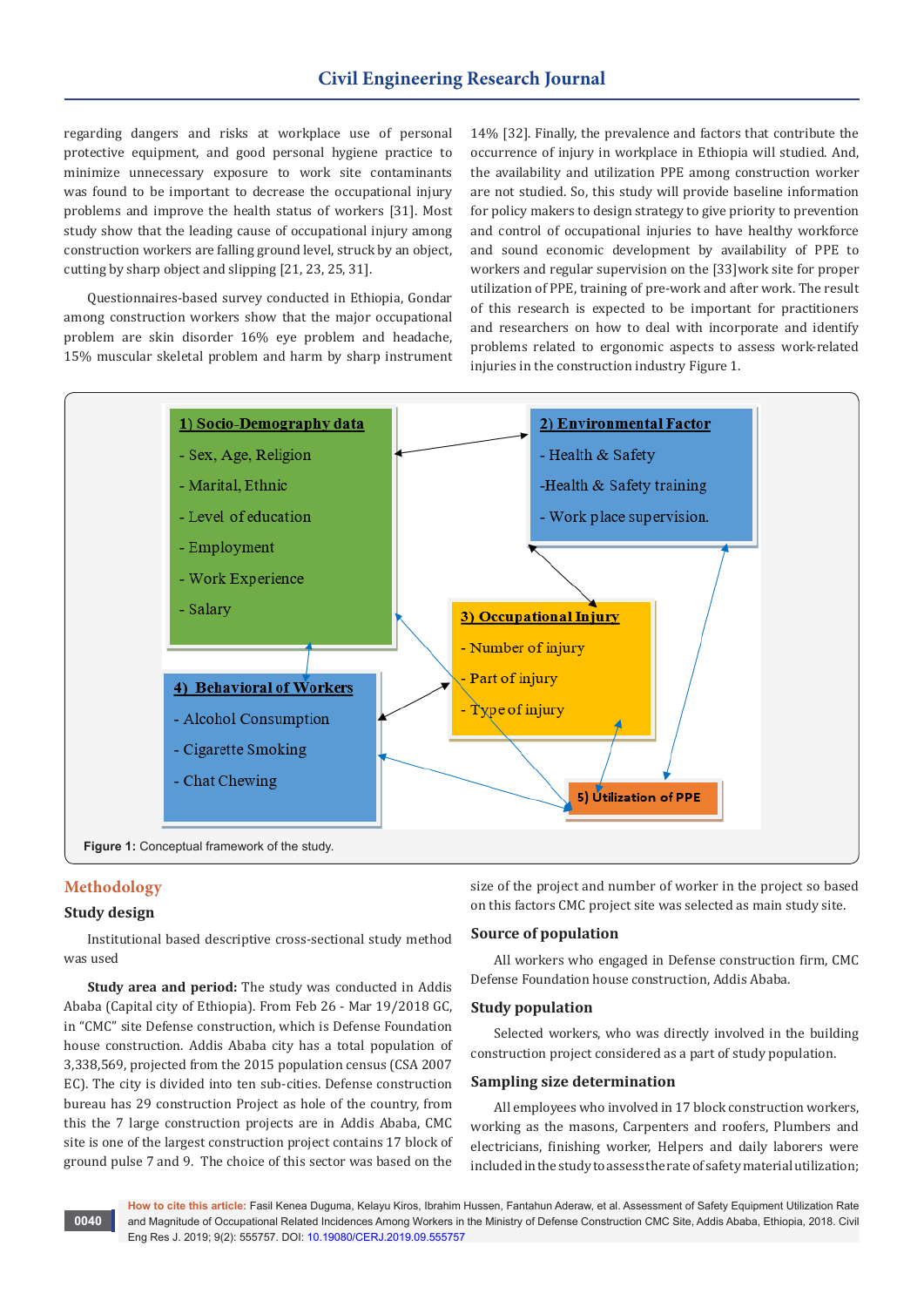regarding dangers and risks at workplace use of personal protective equipment, and good personal hygiene practice to minimize unnecessary exposure to work site contaminants was found to be important to decrease the occupational injury problems and improve the health status of workers [31]. Most study show that the leading cause of occupational injury among construction workers are falling ground level, struck by an object, cutting by sharp object and slipping [21, 23, 25, 31].

Questionnaires-based survey conducted in Ethiopia, Gondar among construction workers show that the major occupational problem are skin disorder 16% eye problem and headache, 15% muscular skeletal problem and harm by sharp instrument 14% [32]. Finally, the prevalence and factors that contribute the occurrence of injury in workplace in Ethiopia will studied. And, the availability and utilization PPE among construction worker are not studied. So, this study will provide baseline information for policy makers to design strategy to give priority to prevention and control of occupational injuries to have healthy workforce and sound economic development by availability of PPE to workers and regular supervision on the [33]work site for proper utilization of PPE, training of pre-work and after work. The result of this research is expected to be important for practitioners and researchers on how to deal with incorporate and identify problems related to ergonomic aspects to assess work-related injuries in the construction industry Figure 1.

**1) Socio-Demography data**
- Sex, Age, Religion
- Marital, Ethnic
- Level of education
- Employment
- Work Experience
- Salary

**2) Environmental Factor**
- Health & Safety
- Health & Safety training
- Work place supervision.

**3) Occupational Injury**
- Number of injury
- Part of injury
- Type of injury

**4) Behavioral of Workers**
- Alcohol Consumption
- Cigarette Smoking
- Chat Chewing

**5) Utilization of PPE**

**Figure 1:** Conceptual framework of the study.

## Methodology

### Study design

Institutional based descriptive cross-sectional study method was used

**Study area and period:** The study was conducted in Addis Ababa (Capital city of Ethiopia). From Feb 26 - Mar 19/2018 GC, in "CMC" site Defense construction, which is Defense Foundation house construction. Addis Ababa city has a total population of 3,338,569, projected from the 2015 population census (CSA 2007 EC). The city is divided into ten sub-cities. Defense construction bureau has 29 construction Project as hole of the country, from this the 7 large construction projects are in Addis Ababa, CMC site is one of the largest construction project contains 17 block of ground pulse 7 and 9. The choice of this sector was based on the size of the project and number of worker in the project so based on this factors CMC project site was selected as main study site.

### Source of population

All workers who engaged in Defense construction firm, CMC Defense Foundation house construction, Addis Ababa.

### Study population

Selected workers, who was directly involved in the building construction project considered as a part of study population.

### Sampling size determination

All employees who involved in 17 block construction workers, working as the masons, Carpenters and roofers, Plumbers and electricians, finishing worker, Helpers and daily laborers were included in the study to assess the rate of safety material utilization;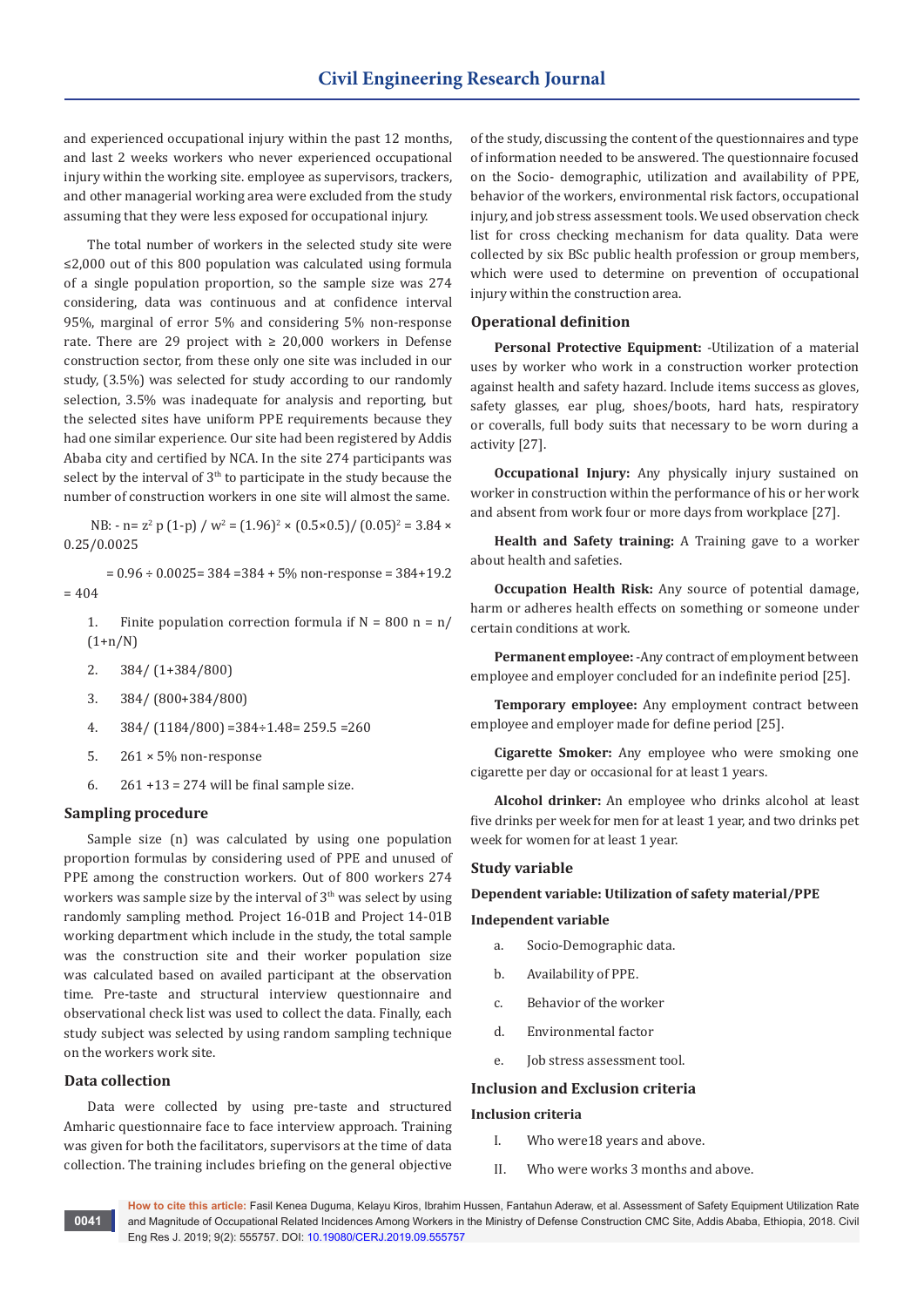and experienced occupational injury within the past 12 months, and last 2 weeks workers who never experienced occupational injury within the working site. employee as supervisors, trackers, and other managerial working area were excluded from the study assuming that they were less exposed for occupational injury.

The total number of workers in the selected study site were ≤2,000 out of this 800 population was calculated using formula of a single population proportion, so the sample size was 274 considering, data was continuous and at confidence interval 95%, marginal of error 5% and considering 5% non-response rate. There are 29 project with ≥ 20,000 workers in Defense construction sector, from these only one site was included in our study, (3.5%) was selected for study according to our randomly selection, 3.5% was inadequate for analysis and reporting, but the selected sites have uniform PPE requirements because they had one similar experience. Our site had been registered by Addis Ababa city and certified by NCA. In the site 274 participants was select by the interval of 3[rd] to participate in the study because the number of construction workers in one site will almost the same.

NB: - $n = z^2\, p\,(1-p) / w^2 = (1.96)^2 \times (0.5 \times 0.5) / (0.05)^2 = 3.84 \times 0.25/0.0025$

$= 0.96 \div 0.0025 = 384 = 384 + 5\%$ non-response $= 384 + 19.2 = 404$

1. Finite population correction formula if N = 800 n = n/(1+n/N)
2. 384/ (1+384/800)
3. 384/ (800+384/800)
4. 384/ (1184/800) =384÷1.48= 259.5 =260
5. 261 × 5% non-response
6. 261 +13 = 274 will be final sample size.

### Sampling procedure

Sample size (n) was calculated by using one population proportion formulas by considering used of PPE and unused of PPE among the construction workers. Out of 800 workers 274 workers was sample size by the interval of 3[th] was select by using randomly sampling method. Project 16-01B and Project 14-01B working department which include in the study, the total sample was the construction site and their worker population size was calculated based on availed participant at the observation time. Pre-taste and structural interview questionnaire and observational check list was used to collect the data. Finally, each study subject was selected by using random sampling technique on the workers work site.

### Data collection

Data were collected by using pre-taste and structured Amharic questionnaire face to face interview approach. Training was given for both the facilitators, supervisors at the time of data collection. The training includes briefing on the general objective of the study, discussing the content of the questionnaires and type of information needed to be answered. The questionnaire focused on the Socio- demographic, utilization and availability of PPE, behavior of the workers, environmental risk factors, occupational injury, and job stress assessment tools. We used observation check list for cross checking mechanism for data quality. Data were collected by six BSc public health profession or group members, which were used to determine on prevention of occupational injury within the construction area.

### Operational definition

**Personal Protective Equipment:** -Utilization of a material uses by worker who work in a construction worker protection against health and safety hazard. Include items success as gloves, safety glasses, ear plug, shoes/boots, hard hats, respiratory or coveralls, full body suits that necessary to be worn during a activity [27].

**Occupational Injury:** Any physically injury sustained on worker in construction within the performance of his or her work and absent from work four or more days from workplace [27].

**Health and Safety training:** A Training gave to a worker about health and safeties.

**Occupation Health Risk:** Any source of potential damage, harm or adheres health effects on something or someone under certain conditions at work.

**Permanent employee:** -Any contract of employment between employee and employer concluded for an indefinite period [25].

**Temporary employee:** Any employment contract between employee and employer made for define period [25].

**Cigarette Smoker:** Any employee who were smoking one cigarette per day or occasional for at least 1 years.

**Alcohol drinker:** An employee who drinks alcohol at least five drinks per week for men for at least 1 year, and two drinks pet week for women for at least 1 year.

### Study variable

**Dependent variable: Utilization of safety material/PPE**

**Independent variable**

a. Socio-Demographic data.
b. Availability of PPE.
c. Behavior of the worker
d. Environmental factor
e. Job stress assessment tool.

### Inclusion and Exclusion criteria

**Inclusion criteria**

I. Who were18 years and above.
II. Who were works 3 months and above.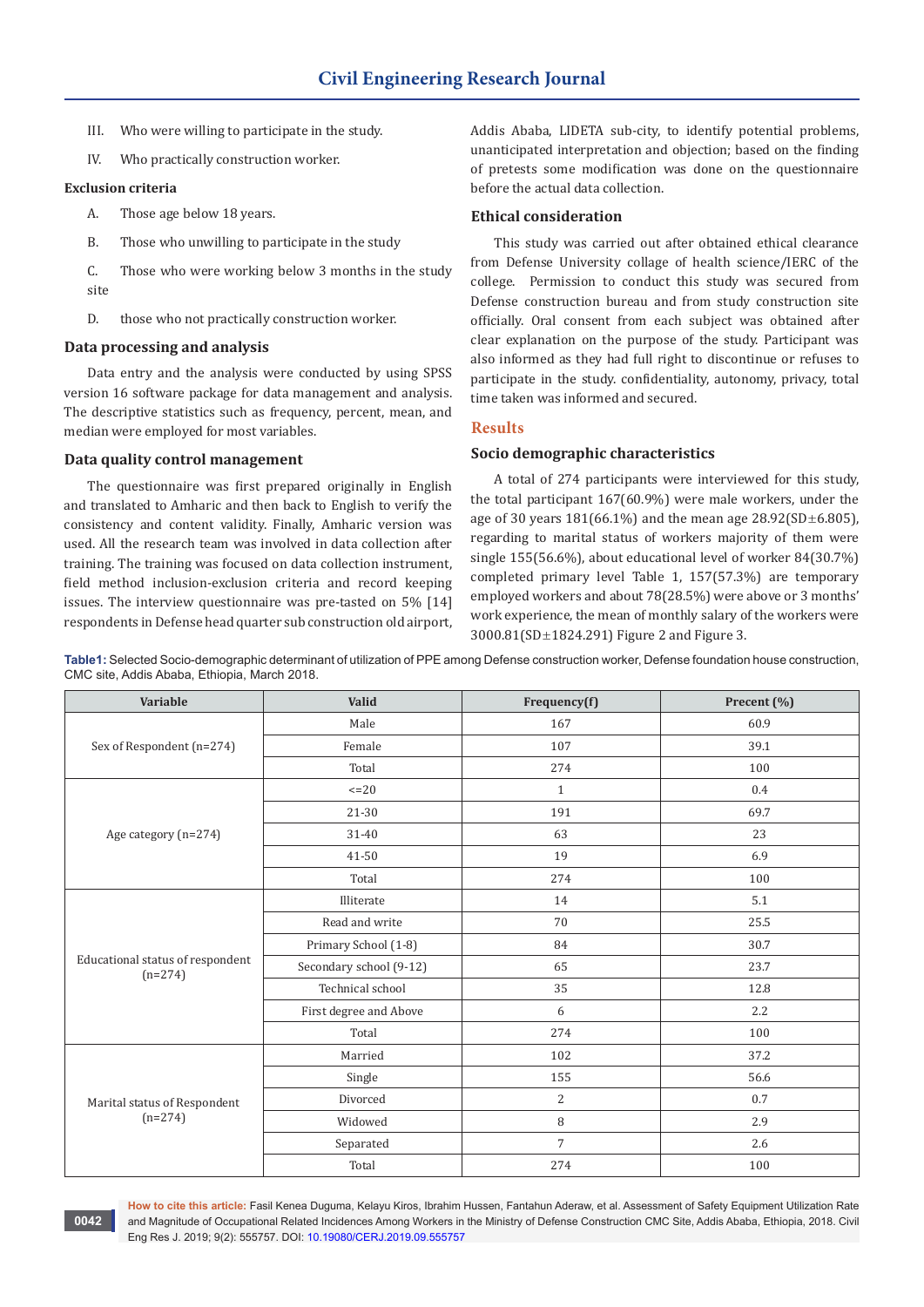III. Who were willing to participate in the study.

IV. Who practically construction worker.

**Exclusion criteria**

A. Those age below 18 years.

B. Those who unwilling to participate in the study

C. Those who were working below 3 months in the study site

D. those who not practically construction worker.

## Data processing and analysis

Data entry and the analysis were conducted by using SPSS version 16 software package for data management and analysis. The descriptive statistics such as frequency, percent, mean, and median were employed for most variables.

## Data quality control management

The questionnaire was first prepared originally in English and translated to Amharic and then back to English to verify the consistency and content validity. Finally, Amharic version was used. All the research team was involved in data collection after training. The training was focused on data collection instrument, field method inclusion-exclusion criteria and record keeping issues. The interview questionnaire was pre-tasted on 5% [14] respondents in Defense head quarter sub construction old airport, Addis Ababa, LIDETA sub-city, to identify potential problems, unanticipated interpretation and objection; based on the finding of pretests some modification was done on the questionnaire before the actual data collection.

## Ethical consideration

This study was carried out after obtained ethical clearance from Defense University collage of health science/IERC of the college. Permission to conduct this study was secured from Defense construction bureau and from study construction site officially. Oral consent from each subject was obtained after clear explanation on the purpose of the study. Participant was also informed as they had full right to discontinue or refuses to participate in the study. confidentiality, autonomy, privacy, total time taken was informed and secured.

# Results

## Socio demographic characteristics

A total of 274 participants were interviewed for this study, the total participant 167(60.9%) were male workers, under the age of 30 years 181(66.1%) and the mean age 28.92(SD±6.805), regarding to marital status of workers majority of them were single 155(56.6%), about educational level of worker 84(30.7%) completed primary level Table 1, 157(57.3%) are temporary employed workers and about 78(28.5%) were above or 3 months' work experience, the mean of monthly salary of the workers were 3000.81(SD±1824.291) Figure 2 and Figure 3.

**Table1:** Selected Socio-demographic determinant of utilization of PPE among Defense construction worker, Defense foundation house construction, CMC site, Addis Ababa, Ethiopia, March 2018.

| Variable | Valid | Frequency(f) | Precent (%) |
|---|---|---|---|
| Sex of Respondent (n=274) | Male | 167 | 60.9 |
| | Female | 107 | 39.1 |
| | Total | 274 | 100 |
| Age category (n=274) | <=20 | 1 | 0.4 |
| | 21-30 | 191 | 69.7 |
| | 31-40 | 63 | 23 |
| | 41-50 | 19 | 6.9 |
| | Total | 274 | 100 |
| Educational status of respondent (n=274) | Illiterate | 14 | 5.1 |
| | Read and write | 70 | 25.5 |
| | Primary School (1-8) | 84 | 30.7 |
| | Secondary school (9-12) | 65 | 23.7 |
| | Technical school | 35 | 12.8 |
| | First degree and Above | 6 | 2.2 |
| | Total | 274 | 100 |
| Marital status of Respondent (n=274) | Married | 102 | 37.2 |
| | Single | 155 | 56.6 |
| | Divorced | 2 | 0.7 |
| | Widowed | 8 | 2.9 |
| | Separated | 7 | 2.6 |
| | Total | 274 | 100 |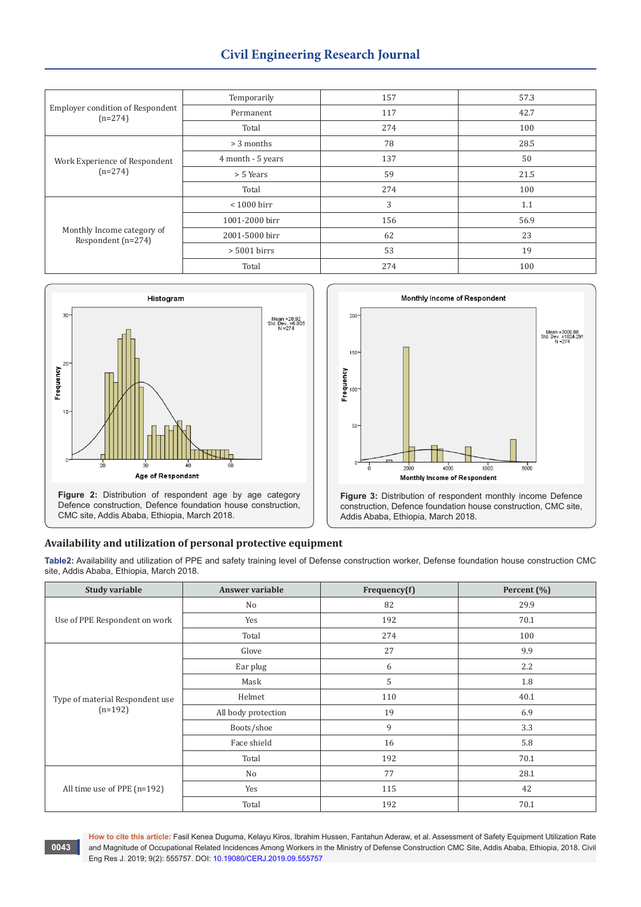| Employer condition of Respondent (n=274) | Temporarily | 157 | 57.3 |
|---|---|---|---|
| | Permanent | 117 | 42.7 |
| | Total | 274 | 100 |
| Work Experience of Respondent (n=274) | > 3 months | 78 | 28.5 |
| | 4 month - 5 years | 137 | 50 |
| | > 5 Years | 59 | 21.5 |
| | Total | 274 | 100 |
| Monthly Income category of Respondent (n=274) | < 1000 birr | 3 | 1.1 |
| | 1001-2000 birr | 156 | 56.9 |
| | 2001-5000 birr | 62 | 23 |
| | > 5001 birrs | 53 | 19 |
| | Total | 274 | 100 |

**Figure 2:** Distribution of respondent age by age category Defence construction, Defence foundation house construction, CMC site, Addis Ababa, Ethiopia, March 2018.

**Figure 3:** Distribution of respondent monthly income Defence construction, Defence foundation house construction, CMC site, Addis Ababa, Ethiopia, March 2018.

## Availability and utilization of personal protective equipment

**Table2:** Availability and utilization of PPE and safety training level of Defense construction worker, Defense foundation house construction CMC site, Addis Ababa, Ethiopia, March 2018.

| Study variable | Answer variable | Frequency(f) | Percent (%) |
|---|---|---|---|
| Use of PPE Respondent on work | No | 82 | 29.9 |
| | Yes | 192 | 70.1 |
| | Total | 274 | 100 |
| Type of material Respondent use (n=192) | Glove | 27 | 9.9 |
| | Ear plug | 6 | 2.2 |
| | Mask | 5 | 1.8 |
| | Helmet | 110 | 40.1 |
| | All body protection | 19 | 6.9 |
| | Boots/shoe | 9 | 3.3 |
| | Face shield | 16 | 5.8 |
| | Total | 192 | 70.1 |
| All time use of PPE (n=192) | No | 77 | 28.1 |
| | Yes | 115 | 42 |
| | Total | 192 | 70.1 |

**How to cite this article:** Fasil Kenea Duguma, Kelayu Kiros, Ibrahim Hussen, Fantahun Aderaw, et al. Assessment of Safety Equipment Utilization Rate and Magnitude of Occupational Related Incidences Among Workers in the Ministry of Defense Construction CMC Site, Addis Ababa, Ethiopia, 2018. Civil Eng Res J. 2019; 9(2): 555757. DOI: 10.19080/CERJ.2019.09.555757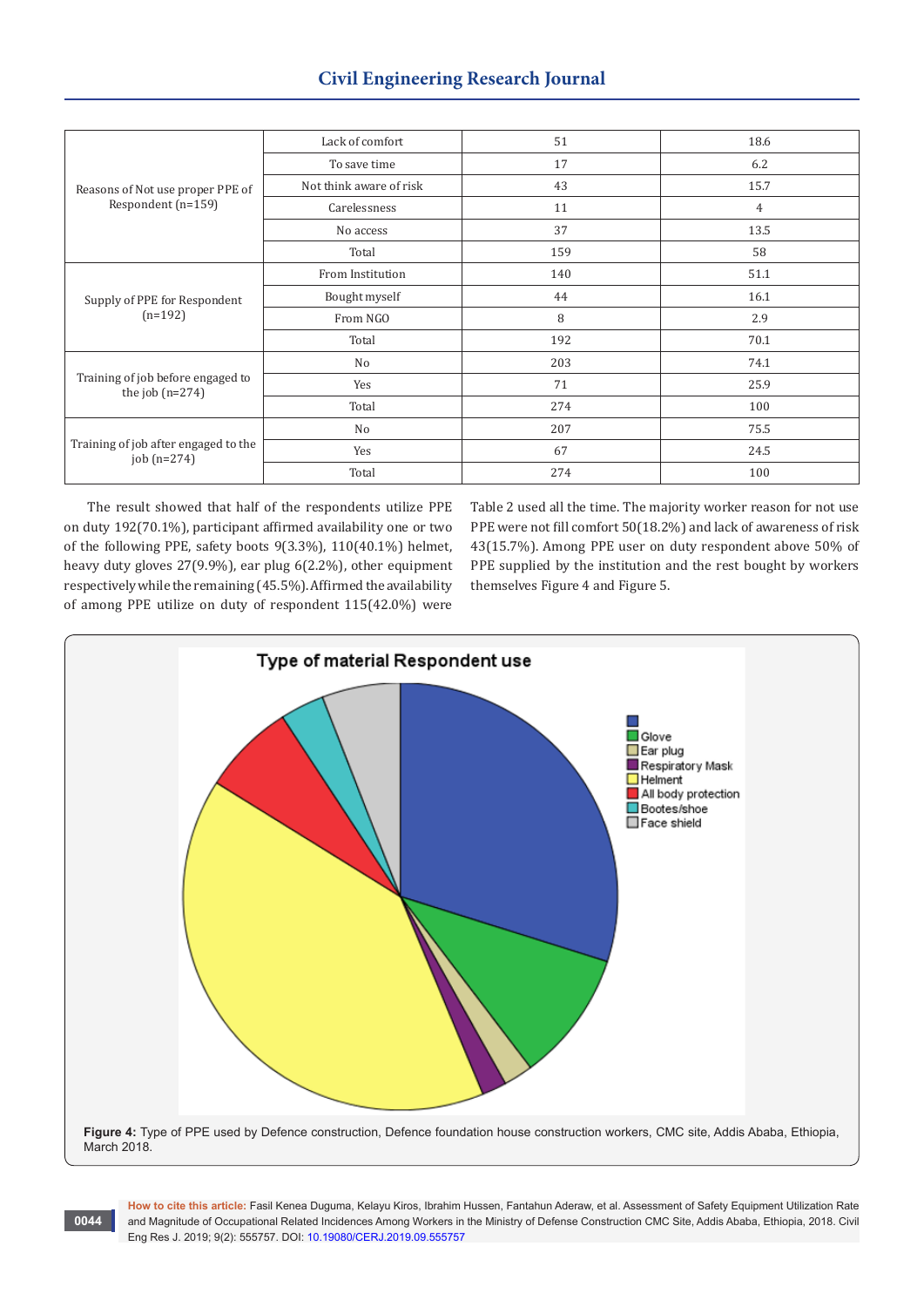| | | | |
|---|---|---|---|
| Reasons of Not use proper PPE of Respondent (n=159) | Lack of comfort | 51 | 18.6 |
| | To save time | 17 | 6.2 |
| | Not think aware of risk | 43 | 15.7 |
| | Carelessness | 11 | 4 |
| | No access | 37 | 13.5 |
| | Total | 159 | 58 |
| Supply of PPE for Respondent (n=192) | From Institution | 140 | 51.1 |
| | Bought myself | 44 | 16.1 |
| | From NGO | 8 | 2.9 |
| | Total | 192 | 70.1 |
| Training of job before engaged to the job (n=274) | No | 203 | 74.1 |
| | Yes | 71 | 25.9 |
| | Total | 274 | 100 |
| Training of job after engaged to the job (n=274) | No | 207 | 75.5 |
| | Yes | 67 | 24.5 |
| | Total | 274 | 100 |

The result showed that half of the respondents utilize PPE on duty 192(70.1%), participant affirmed availability one or two of the following PPE, safety boots 9(3.3%), 110(40.1%) helmet, heavy duty gloves 27(9.9%), ear plug 6(2.2%), other equipment respectively while the remaining (45.5%). Affirmed the availability of among PPE utilize on duty of respondent 115(42.0%) were Table 2 used all the time. The majority worker reason for not use PPE were not fill comfort 50(18.2%) and lack of awareness of risk 43(15.7%). Among PPE user on duty respondent above 50% of PPE supplied by the institution and the rest bought by workers themselves Figure 4 and Figure 5.

**Figure 4:** Type of PPE used by Defence construction, Defence foundation house construction workers, CMC site, Addis Ababa, Ethiopia, March 2018.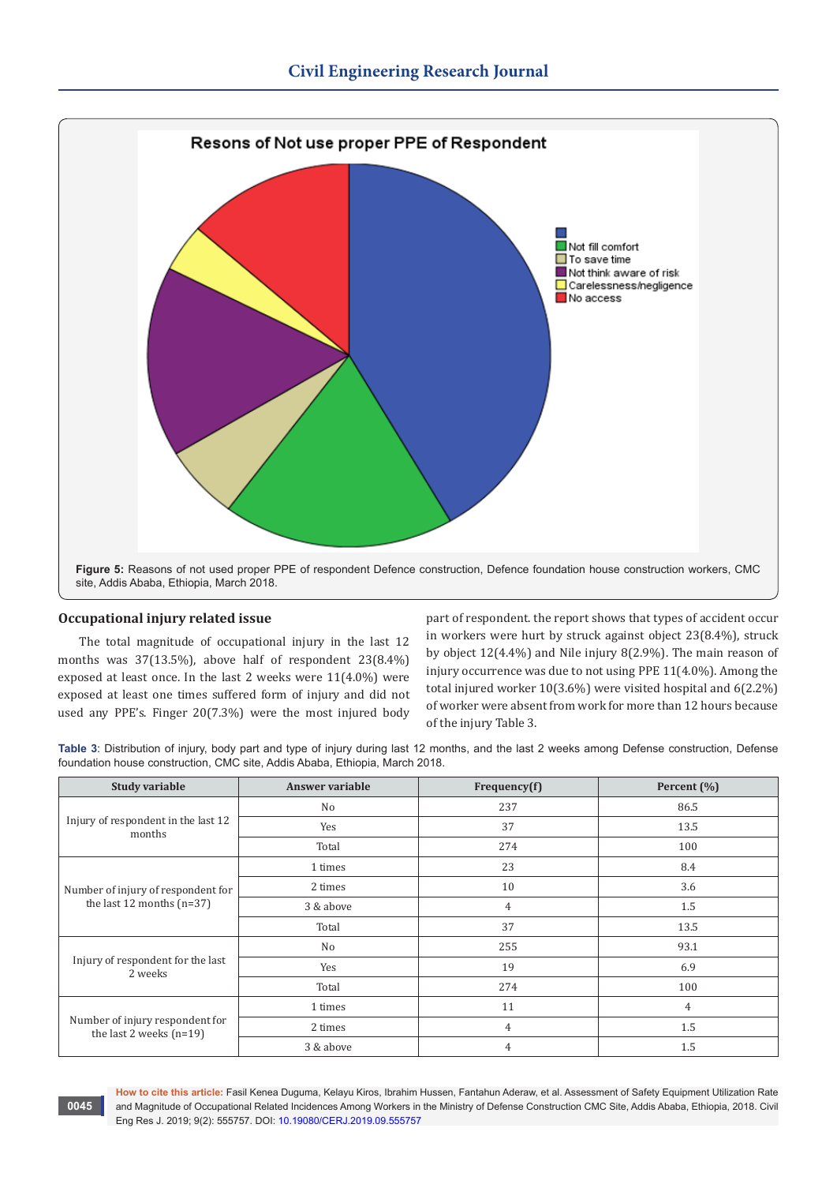Figure 5: Reasons of not used proper PPE of respondent Defence construction, Defence foundation house construction workers, CMC site, Addis Ababa, Ethiopia, March 2018.

## Occupational injury related issue

The total magnitude of occupational injury in the last 12 months was 37(13.5%), above half of respondent 23(8.4%) exposed at least once. In the last 2 weeks were 11(4.0%) were exposed at least one times suffered form of injury and did not used any PPE's. Finger 20(7.3%) were the most injured body part of respondent. the report shows that types of accident occur in workers were hurt by struck against object 23(8.4%), struck by object 12(4.4%) and Nile injury 8(2.9%). The main reason of injury occurrence was due to not using PPE 11(4.0%). Among the total injured worker 10(3.6%) were visited hospital and 6(2.2%) of worker were absent from work for more than 12 hours because of the injury Table 3.

**Table 3**: Distribution of injury, body part and type of injury during last 12 months, and the last 2 weeks among Defense construction, Defense foundation house construction, CMC site, Addis Ababa, Ethiopia, March 2018.

| Study variable | Answer variable | Frequency(f) | Percent (%) |
|---|---|---|---|
| Injury of respondent in the last 12 months | No | 237 | 86.5 |
| | Yes | 37 | 13.5 |
| | Total | 274 | 100 |
| Number of injury of respondent for the last 12 months (n=37) | 1 times | 23 | 8.4 |
| | 2 times | 10 | 3.6 |
| | 3 & above | 4 | 1.5 |
| | Total | 37 | 13.5 |
| Injury of respondent for the last 2 weeks | No | 255 | 93.1 |
| | Yes | 19 | 6.9 |
| | Total | 274 | 100 |
| Number of injury respondent for the last 2 weeks (n=19) | 1 times | 11 | 4 |
| | 2 times | 4 | 1.5 |
| | 3 & above | 4 | 1.5 |

**How to cite this article:** Fasil Kenea Duguma, Kelayu Kiros, Ibrahim Hussen, Fantahun Aderaw, et al. Assessment of Safety Equipment Utilization Rate and Magnitude of Occupational Related Incidences Among Workers in the Ministry of Defense Construction CMC Site, Addis Ababa, Ethiopia, 2018. Civil Eng Res J. 2019; 9(2): 555757. DOI: 10.19080/CERJ.2019.09.555757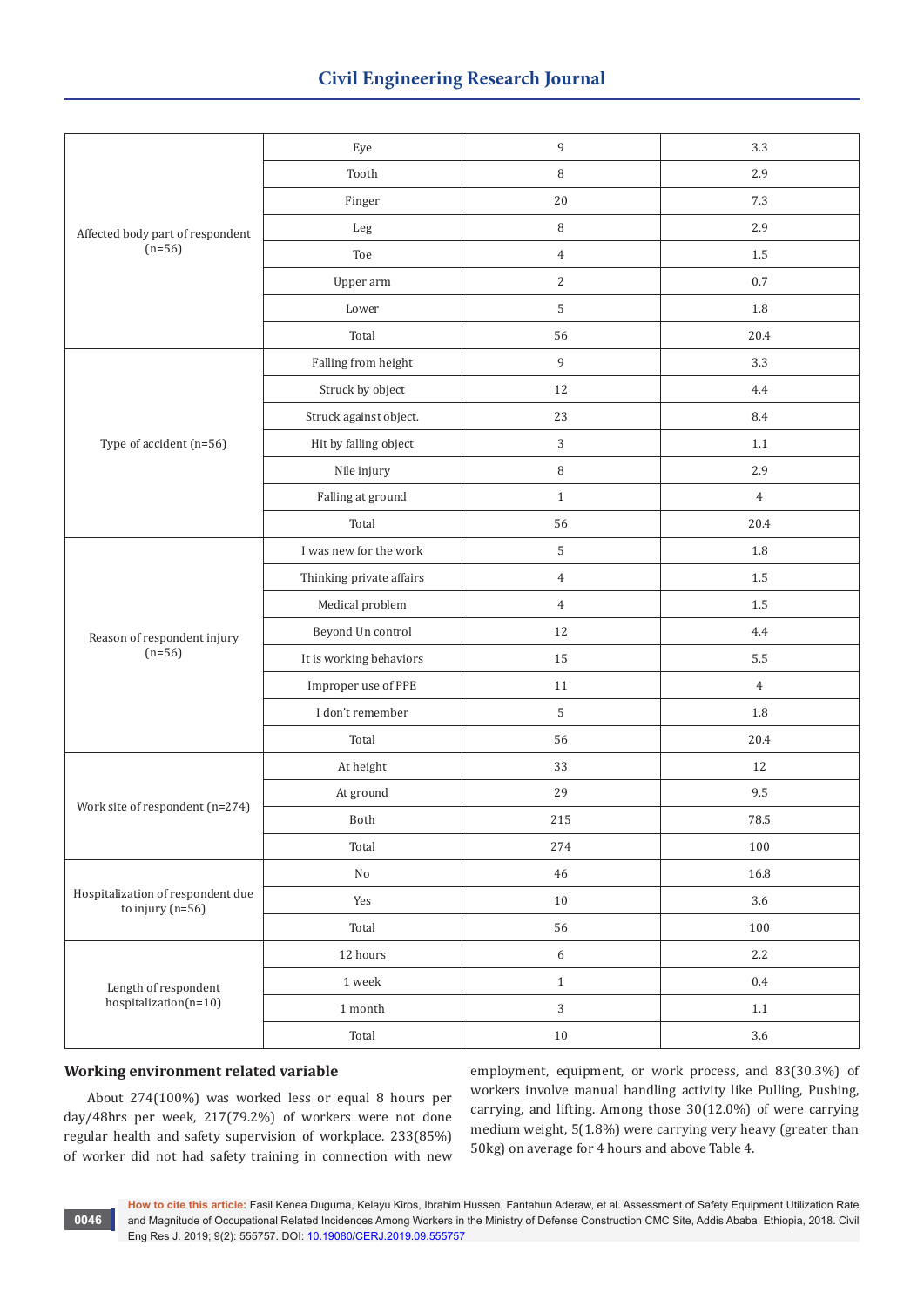| | | | |
|---|---|---|---|
| Affected body part of respondent (n=56) | Eye | 9 | 3.3 |
| | Tooth | 8 | 2.9 |
| | Finger | 20 | 7.3 |
| | Leg | 8 | 2.9 |
| | Toe | 4 | 1.5 |
| | Upper arm | 2 | 0.7 |
| | Lower | 5 | 1.8 |
| | Total | 56 | 20.4 |
| Type of accident (n=56) | Falling from height | 9 | 3.3 |
| | Struck by object | 12 | 4.4 |
| | Struck against object. | 23 | 8.4 |
| | Hit by falling object | 3 | 1.1 |
| | Nile injury | 8 | 2.9 |
| | Falling at ground | 1 | 4 |
| | Total | 56 | 20.4 |
| Reason of respondent injury (n=56) | I was new for the work | 5 | 1.8 |
| | Thinking private affairs | 4 | 1.5 |
| | Medical problem | 4 | 1.5 |
| | Beyond Un control | 12 | 4.4 |
| | It is working behaviors | 15 | 5.5 |
| | Improper use of PPE | 11 | 4 |
| | I don't remember | 5 | 1.8 |
| | Total | 56 | 20.4 |
| Work site of respondent (n=274) | At height | 33 | 12 |
| | At ground | 29 | 9.5 |
| | Both | 215 | 78.5 |
| | Total | 274 | 100 |
| Hospitalization of respondent due to injury (n=56) | No | 46 | 16.8 |
| | Yes | 10 | 3.6 |
| | Total | 56 | 100 |
| Length of respondent hospitalization(n=10) | 12 hours | 6 | 2.2 |
| | 1 week | 1 | 0.4 |
| | 1 month | 3 | 1.1 |
| | Total | 10 | 3.6 |

### Working environment related variable

About 274(100%) was worked less or equal 8 hours per day/48hrs per week, 217(79.2%) of workers were not done regular health and safety supervision of workplace. 233(85%) of worker did not had safety training in connection with new employment, equipment, or work process, and 83(30.3%) of workers involve manual handling activity like Pulling, Pushing, carrying, and lifting. Among those 30(12.0%) of were carrying medium weight, 5(1.8%) were carrying very heavy (greater than 50kg) on average for 4 hours and above Table 4.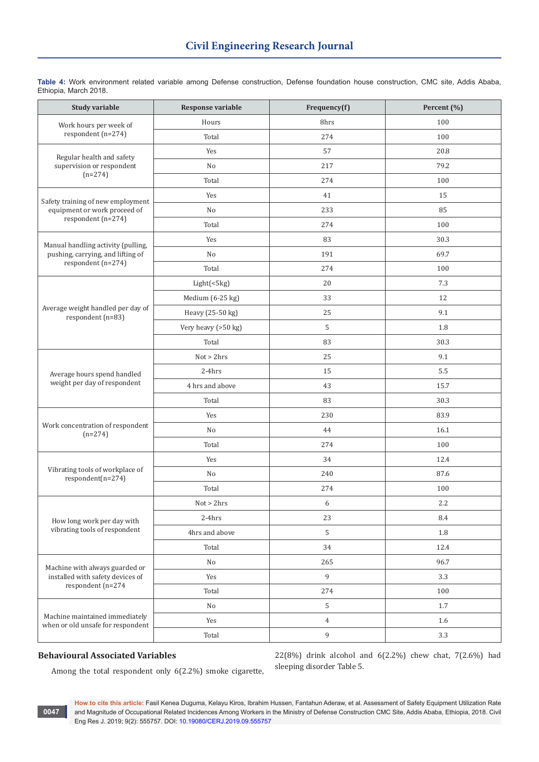**Table 4:** Work environment related variable among Defense construction, Defense foundation house construction, CMC site, Addis Ababa, Ethiopia, March 2018.

| Study variable | Response variable | Frequency(f) | Percent (%) |
|---|---|---|---|
| Work hours per week of respondent (n=274) | Hours | 8hrs | 100 |
| | Total | 274 | 100 |
| Regular health and safety supervision or respondent (n=274) | Yes | 57 | 20.8 |
| | No | 217 | 79.2 |
| | Total | 274 | 100 |
| Safety training of new employment equipment or work proceed of respondent (n=274) | Yes | 41 | 15 |
| | No | 233 | 85 |
| | Total | 274 | 100 |
| Manual handling activity (pulling, pushing, carrying, and lifting of respondent (n=274) | Yes | 83 | 30.3 |
| | No | 191 | 69.7 |
| | Total | 274 | 100 |
| Average weight handled per day of respondent (n=83) | Light(<5kg) | 20 | 7.3 |
| | Medium (6-25 kg) | 33 | 12 |
| | Heavy (25-50 kg) | 25 | 9.1 |
| | Very heavy (>50 kg) | 5 | 1.8 |
| | Total | 83 | 30.3 |
| Average hours spend handled weight per day of respondent | Not > 2hrs | 25 | 9.1 |
| | 2-4hrs | 15 | 5.5 |
| | 4 hrs and above | 43 | 15.7 |
| | Total | 83 | 30.3 |
| Work concentration of respondent (n=274) | Yes | 230 | 83.9 |
| | No | 44 | 16.1 |
| | Total | 274 | 100 |
| Vibrating tools of workplace of respondent(n=274) | Yes | 34 | 12.4 |
| | No | 240 | 87.6 |
| | Total | 274 | 100 |
| How long work per day with vibrating tools of respondent | Not > 2hrs | 6 | 2.2 |
| | 2-4hrs | 23 | 8.4 |
| | 4hrs and above | 5 | 1.8 |
| | Total | 34 | 12.4 |
| Machine with always guarded or installed with safety devices of respondent (n=274 | No | 265 | 96.7 |
| | Yes | 9 | 3.3 |
| | Total | 274 | 100 |
| Machine maintained immediately when or old unsafe for respondent | No | 5 | 1.7 |
| | Yes | 4 | 1.6 |
| | Total | 9 | 3.3 |

### Behavioural Associated Variables

Among the total respondent only 6(2.2%) smoke cigarette, 22(8%) drink alcohol and 6(2.2%) chew chat, 7(2.6%) had sleeping disorder Table 5.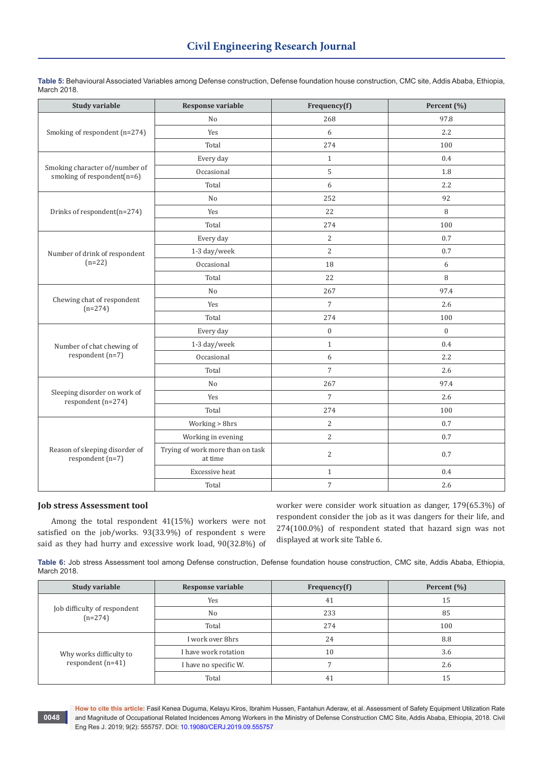**Table 5:** Behavioural Associated Variables among Defense construction, Defense foundation house construction, CMC site, Addis Ababa, Ethiopia, March 2018.

| Study variable | Response variable | Frequency(f) | Percent (%) |
|---|---|---|---|
| Smoking of respondent (n=274) | No | 268 | 97.8 |
| | Yes | 6 | 2.2 |
| | Total | 274 | 100 |
| Smoking character of/number of smoking of respondent(n=6) | Every day | 1 | 0.4 |
| | Occasional | 5 | 1.8 |
| | Total | 6 | 2.2 |
| Drinks of respondent(n=274) | No | 252 | 92 |
| | Yes | 22 | 8 |
| | Total | 274 | 100 |
| Number of drink of respondent (n=22) | Every day | 2 | 0.7 |
| | 1-3 day/week | 2 | 0.7 |
| | Occasional | 18 | 6 |
| | Total | 22 | 8 |
| Chewing chat of respondent (n=274) | No | 267 | 97.4 |
| | Yes | 7 | 2.6 |
| | Total | 274 | 100 |
| Number of chat chewing of respondent (n=7) | Every day | 0 | 0 |
| | 1-3 day/week | 1 | 0.4 |
| | Occasional | 6 | 2.2 |
| | Total | 7 | 2.6 |
| Sleeping disorder on work of respondent (n=274) | No | 267 | 97.4 |
| | Yes | 7 | 2.6 |
| | Total | 274 | 100 |
| Reason of sleeping disorder of respondent (n=7) | Working > 8hrs | 2 | 0.7 |
| | Working in evening | 2 | 0.7 |
| | Trying of work more than on task at time | 2 | 0.7 |
| | Excessive heat | 1 | 0.4 |
| | Total | 7 | 2.6 |

### Job stress Assessment tool

Among the total respondent 41(15%) workers were not satisfied on the job/works. 93(33.9%) of respondent s were said as they had hurry and excessive work load, 90(32.8%) of worker were consider work situation as danger, 179(65.3%) of respondent consider the job as it was dangers for their life, and 274(100.0%) of respondent stated that hazard sign was not displayed at work site Table 6.

**Table 6:** Job stress Assessment tool among Defense construction, Defense foundation house construction, CMC site, Addis Ababa, Ethiopia, March 2018.

| Study variable | Response variable | Frequency(f) | Percent (%) |
|---|---|---|---|
| Job difficulty of respondent (n=274) | Yes | 41 | 15 |
| | No | 233 | 85 |
| | Total | 274 | 100 |
| Why works difficulty to respondent (n=41) | I work over 8hrs | 24 | 8.8 |
| | I have work rotation | 10 | 3.6 |
| | I have no specific W. | 7 | 2.6 |
| | Total | 41 | 15 |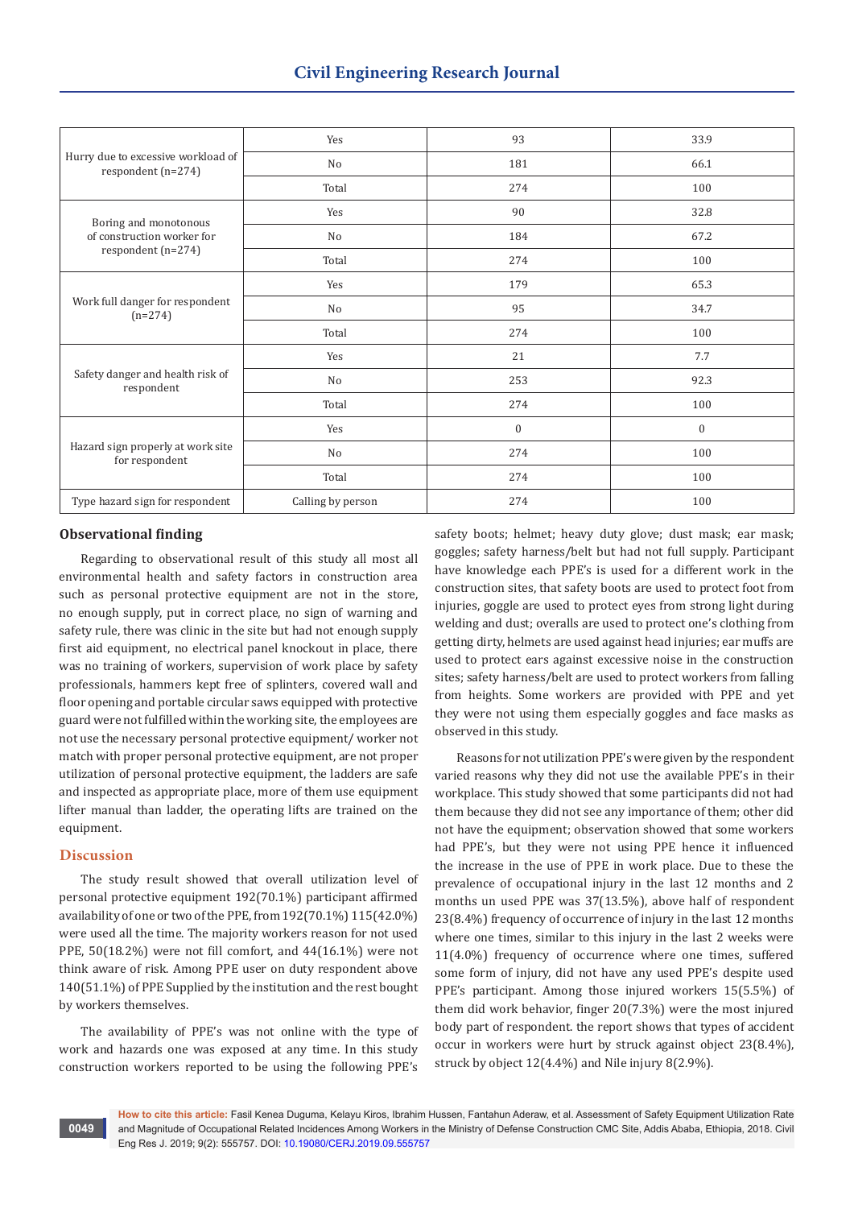| | | | |
|---|---|---|---|
| Hurry due to excessive workload of respondent (n=274) | Yes | 93 | 33.9 |
| | No | 181 | 66.1 |
| | Total | 274 | 100 |
| Boring and monotonous of construction worker for respondent (n=274) | Yes | 90 | 32.8 |
| | No | 184 | 67.2 |
| | Total | 274 | 100 |
| Work full danger for respondent (n=274) | Yes | 179 | 65.3 |
| | No | 95 | 34.7 |
| | Total | 274 | 100 |
| Safety danger and health risk of respondent | Yes | 21 | 7.7 |
| | No | 253 | 92.3 |
| | Total | 274 | 100 |
| Hazard sign properly at work site for respondent | Yes | 0 | 0 |
| | No | 274 | 100 |
| | Total | 274 | 100 |
| Type hazard sign for respondent | Calling by person | 274 | 100 |

### Observational finding

Regarding to observational result of this study all most all environmental health and safety factors in construction area such as personal protective equipment are not in the store, no enough supply, put in correct place, no sign of warning and safety rule, there was clinic in the site but had not enough supply first aid equipment, no electrical panel knockout in place, there was no training of workers, supervision of work place by safety professionals, hammers kept free of splinters, covered wall and floor opening and portable circular saws equipped with protective guard were not fulfilled within the working site, the employees are not use the necessary personal protective equipment/ worker not match with proper personal protective equipment, are not proper utilization of personal protective equipment, the ladders are safe and inspected as appropriate place, more of them use equipment lifter manual than ladder, the operating lifts are trained on the equipment.

## Discussion

The study result showed that overall utilization level of personal protective equipment 192(70.1%) participant affirmed availability of one or two of the PPE, from 192(70.1%) 115(42.0%) were used all the time. The majority workers reason for not used PPE, 50(18.2%) were not fill comfort, and 44(16.1%) were not think aware of risk. Among PPE user on duty respondent above 140(51.1%) of PPE Supplied by the institution and the rest bought by workers themselves.

The availability of PPE's was not online with the type of work and hazards one was exposed at any time. In this study construction workers reported to be using the following PPE's safety boots; helmet; heavy duty glove; dust mask; ear mask; goggles; safety harness/belt but had not full supply. Participant have knowledge each PPE's is used for a different work in the construction sites, that safety boots are used to protect foot from injuries, goggle are used to protect eyes from strong light during welding and dust; overalls are used to protect one's clothing from getting dirty, helmets are used against head injuries; ear muffs are used to protect ears against excessive noise in the construction sites; safety harness/belt are used to protect workers from falling from heights. Some workers are provided with PPE and yet they were not using them especially goggles and face masks as observed in this study.

Reasons for not utilization PPE's were given by the respondent varied reasons why they did not use the available PPE's in their workplace. This study showed that some participants did not had them because they did not see any importance of them; other did not have the equipment; observation showed that some workers had PPE's, but they were not using PPE hence it influenced the increase in the use of PPE in work place. Due to these the prevalence of occupational injury in the last 12 months and 2 months un used PPE was 37(13.5%), above half of respondent 23(8.4%) frequency of occurrence of injury in the last 12 months where one times, similar to this injury in the last 2 weeks were 11(4.0%) frequency of occurrence where one times, suffered some form of injury, did not have any used PPE's despite used PPE's participant. Among those injured workers 15(5.5%) of them did work behavior, finger 20(7.3%) were the most injured body part of respondent. the report shows that types of accident occur in workers were hurt by struck against object 23(8.4%), struck by object 12(4.4%) and Nile injury 8(2.9%).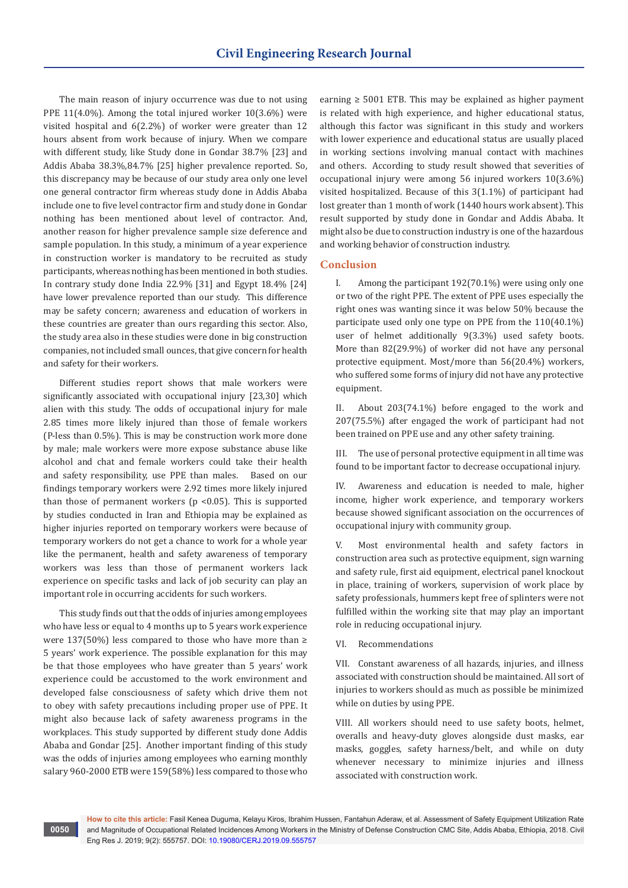The main reason of injury occurrence was due to not using PPE 11(4.0%). Among the total injured worker 10(3.6%) were visited hospital and 6(2.2%) of worker were greater than 12 hours absent from work because of injury. When we compare with different study, like Study done in Gondar 38.7% [23] and Addis Ababa 38.3%,84.7% [25] higher prevalence reported. So, this discrepancy may be because of our study area only one level one general contractor firm whereas study done in Addis Ababa include one to five level contractor firm and study done in Gondar nothing has been mentioned about level of contractor. And, another reason for higher prevalence sample size deference and sample population. In this study, a minimum of a year experience in construction worker is mandatory to be recruited as study participants, whereas nothing has been mentioned in both studies. In contrary study done India 22.9% [31] and Egypt 18.4% [24] have lower prevalence reported than our study. This difference may be safety concern; awareness and education of workers in these countries are greater than ours regarding this sector. Also, the study area also in these studies were done in big construction companies, not included small ounces, that give concern for health and safety for their workers.

Different studies report shows that male workers were significantly associated with occupational injury [23,30] which alien with this study. The odds of occupational injury for male 2.85 times more likely injured than those of female workers (P-less than 0.5%). This is may be construction work more done by male; male workers were more expose substance abuse like alcohol and chat and female workers could take their health and safety responsibility, use PPE than males. Based on our findings temporary workers were 2.92 times more likely injured than those of permanent workers ($p < 0.05$). This is supported by studies conducted in Iran and Ethiopia may be explained as higher injuries reported on temporary workers were because of temporary workers do not get a chance to work for a whole year like the permanent, health and safety awareness of temporary workers was less than those of permanent workers lack experience on specific tasks and lack of job security can play an important role in occurring accidents for such workers.

This study finds out that the odds of injuries among employees who have less or equal to 4 months up to 5 years work experience were 137(50%) less compared to those who have more than ≥ 5 years' work experience. The possible explanation for this may be that those employees who have greater than 5 years' work experience could be accustomed to the work environment and developed false consciousness of safety which drive them not to obey with safety precautions including proper use of PPE. It might also because lack of safety awareness programs in the workplaces. This study supported by different study done Addis Ababa and Gondar [25]. Another important finding of this study was the odds of injuries among employees who earning monthly salary 960-2000 ETB were 159(58%) less compared to those who earning ≥ 5001 ETB. This may be explained as higher payment is related with high experience, and higher educational status, although this factor was significant in this study and workers with lower experience and educational status are usually placed in working sections involving manual contact with machines and others. According to study result showed that severities of occupational injury were among 56 injured workers 10(3.6%) visited hospitalized. Because of this 3(1.1%) of participant had lost greater than 1 month of work (1440 hours work absent). This result supported by study done in Gondar and Addis Ababa. It might also be due to construction industry is one of the hazardous and working behavior of construction industry.

## Conclusion

I. Among the participant 192(70.1%) were using only one or two of the right PPE. The extent of PPE uses especially the right ones was wanting since it was below 50% because the participate used only one type on PPE from the 110(40.1%) user of helmet additionally 9(3.3%) used safety boots. More than 82(29.9%) of worker did not have any personal protective equipment. Most/more than 56(20.4%) workers, who suffered some forms of injury did not have any protective equipment.

II. About 203(74.1%) before engaged to the work and 207(75.5%) after engaged the work of participant had not been trained on PPE use and any other safety training.

III. The use of personal protective equipment in all time was found to be important factor to decrease occupational injury.

IV. Awareness and education is needed to male, higher income, higher work experience, and temporary workers because showed significant association on the occurrences of occupational injury with community group.

V. Most environmental health and safety factors in construction area such as protective equipment, sign warning and safety rule, first aid equipment, electrical panel knockout in place, training of workers, supervision of work place by safety professionals, hummers kept free of splinters were not fulfilled within the working site that may play an important role in reducing occupational injury.

VI. Recommendations

VII. Constant awareness of all hazards, injuries, and illness associated with construction should be maintained. All sort of injuries to workers should as much as possible be minimized while on duties by using PPE.

VIII. All workers should need to use safety boots, helmet, overalls and heavy-duty gloves alongside dust masks, ear masks, goggles, safety harness/belt, and while on duty whenever necessary to minimize injuries and illness associated with construction work.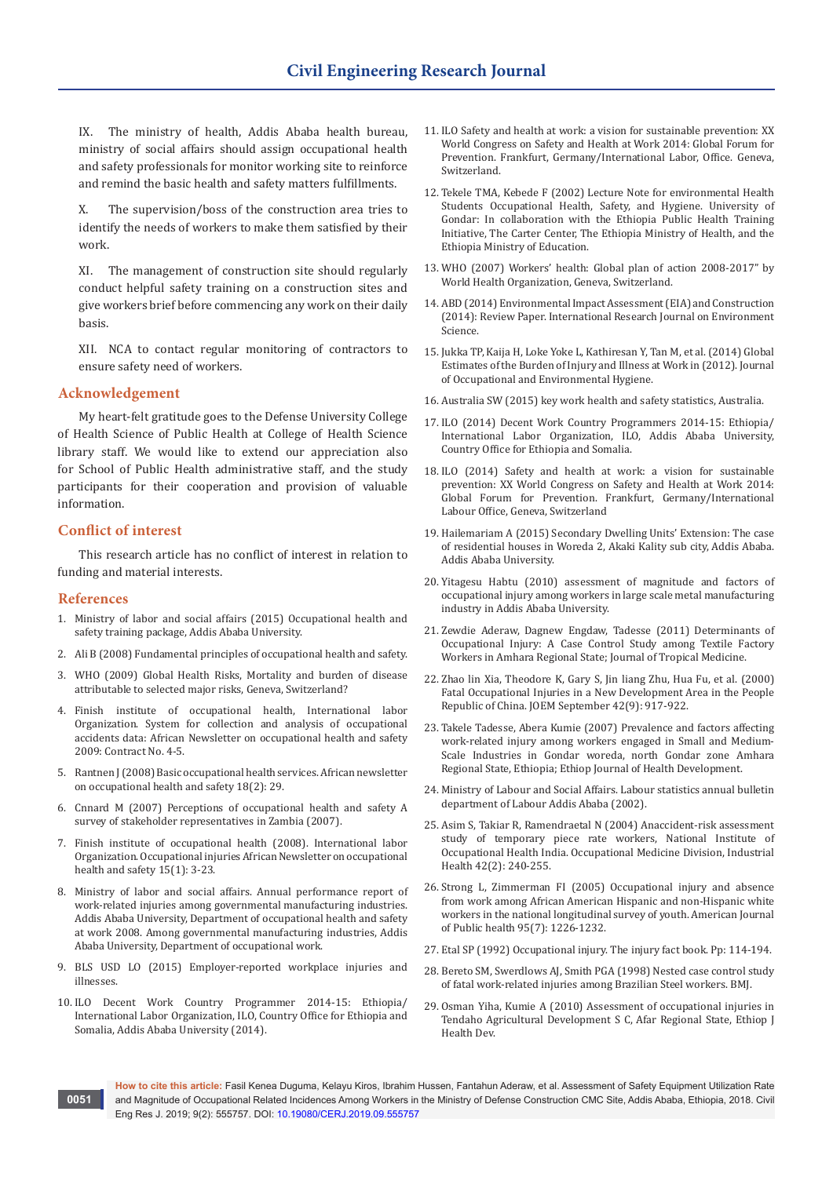IX. The ministry of health, Addis Ababa health bureau, ministry of social affairs should assign occupational health and safety professionals for monitor working site to reinforce and remind the basic health and safety matters fulfillments.

X. The supervision/boss of the construction area tries to identify the needs of workers to make them satisfied by their work.

XI. The management of construction site should regularly conduct helpful safety training on a construction sites and give workers brief before commencing any work on their daily basis.

XII. NCA to contact regular monitoring of contractors to ensure safety need of workers.

## Acknowledgement

My heart-felt gratitude goes to the Defense University College of Health Science of Public Health at College of Health Science library staff. We would like to extend our appreciation also for School of Public Health administrative staff, and the study participants for their cooperation and provision of valuable information.

## Conflict of interest

This research article has no conflict of interest in relation to funding and material interests.

## References

1. Ministry of labor and social affairs (2015) Occupational health and safety training package, Addis Ababa University.
2. Ali B (2008) Fundamental principles of occupational health and safety.
3. WHO (2009) Global Health Risks, Mortality and burden of disease attributable to selected major risks, Geneva, Switzerland?
4. Finish institute of occupational health, International labor Organization. System for collection and analysis of occupational accidents data: African Newsletter on occupational health and safety 2009: Contract No. 4-5.
5. Rantnen J (2008) Basic occupational health services. African newsletter on occupational health and safety 18(2): 29.
6. Cnnard M (2007) Perceptions of occupational health and safety A survey of stakeholder representatives in Zambia (2007).
7. Finish institute of occupational health (2008). International labor Organization. Occupational injuries African Newsletter on occupational health and safety 15(1): 3-23.
8. Ministry of labor and social affairs. Annual performance report of work-related injuries among governmental manufacturing industries. Addis Ababa University, Department of occupational health and safety at work 2008. Among governmental manufacturing industries, Addis Ababa University, Department of occupational work.
9. BLS USD LO (2015) Employer-reported workplace injuries and illnesses.
10. ILO Decent Work Country Programmer 2014-15: Ethiopia/ International Labor Organization, ILO, Country Office for Ethiopia and Somalia, Addis Ababa University (2014).
11. ILO Safety and health at work: a vision for sustainable prevention: XX World Congress on Safety and Health at Work 2014: Global Forum for Prevention. Frankfurt, Germany/International Labor, Office. Geneva, Switzerland.
12. Tekele TMA, Kebede F (2002) Lecture Note for environmental Health Students Occupational Health, Safety, and Hygiene. University of Gondar: In collaboration with the Ethiopia Public Health Training Initiative, The Carter Center, The Ethiopia Ministry of Health, and the Ethiopia Ministry of Education.
13. WHO (2007) Workers' health: Global plan of action 2008-2017" by World Health Organization, Geneva, Switzerland.
14. ABD (2014) Environmental Impact Assessment (EIA) and Construction (2014): Review Paper. International Research Journal on Environment Science.
15. Jukka TP, Kaija H, Loke Yoke L, Kathiresan Y, Tan M, et al. (2014) Global Estimates of the Burden of Injury and Illness at Work in (2012). Journal of Occupational and Environmental Hygiene.
16. Australia SW (2015) key work health and safety statistics, Australia.
17. ILO (2014) Decent Work Country Programmes 2014-15: Ethiopia/ International Labor Organization, ILO, Addis Ababa University, Country Office for Ethiopia and Somalia.
18. ILO (2014) Safety and health at work: a vision for sustainable prevention: XX World Congress on Safety and Health at Work 2014: Global Forum for Prevention. Frankfurt, Germany/International Labour Office, Geneva, Switzerland
19. Hailemariam A (2015) Secondary Dwelling Units' Extension: The case of residential houses in Woreda 2, Akaki Kality sub city, Addis Ababa. Addis Ababa University.
20. Yitagesu Habtu (2010) assessment of magnitude and factors of occupational injury among workers in large scale metal manufacturing industry in Addis Ababa University.
21. Zewdie Aderaw, Dagnew Engdaw, Tadesse (2011) Determinants of Occupational Injury: A Case Control Study among Textile Factory Workers in Amhara Regional State; Journal of Tropical Medicine.
22. Zhao lin Xia, Theodore K, Gary S, Jin liang Zhu, Hua Fu, et al. (2000) Fatal Occupational Injuries in a New Development Area in the People Republic of China. JOEM September 42(9): 917-922.
23. Takele Tadesse, Abera Kumie (2007) Prevalence and factors affecting work-related injury among workers engaged in Small and Medium-Scale Industries in Gondar wореda, north Gondar zone Amhara Regional State, Ethiopia; Ethiop Journal of Health Development.
24. Ministry of Labour and Social Affairs. Labour statistics annual bulletin department of Labour Addis Ababa (2002).
25. Asim S, Takiar R, Ramendraetal N (2004) Anaccident-risk assessment study of temporary piece rate workers, National Institute of Occupational Health India. Occupational Medicine Division, Industrial Health 42(2): 240-255.
26. Strong L, Zimmerman FI (2005) Occupational injury and absence from work among African American Hispanic and non-Hispanic white workers in the national longitudinal survey of youth. American Journal of Public health 95(7): 1226-1232.
27. Etal SP (1992) Occupational injury. The injury fact book. Pp: 114-194.
28. Bereto SM, Swerdlows AJ, Smith PGA (1998) Nested case control study of fatal work-related injuries among Brazilian Steel workers. BMJ.
29. Osman Yiha, Kumie A (2010) Assessment of occupational injuries in Tendaho Agricultural Development S C, Afar Regional State, Ethiop J Health Dev.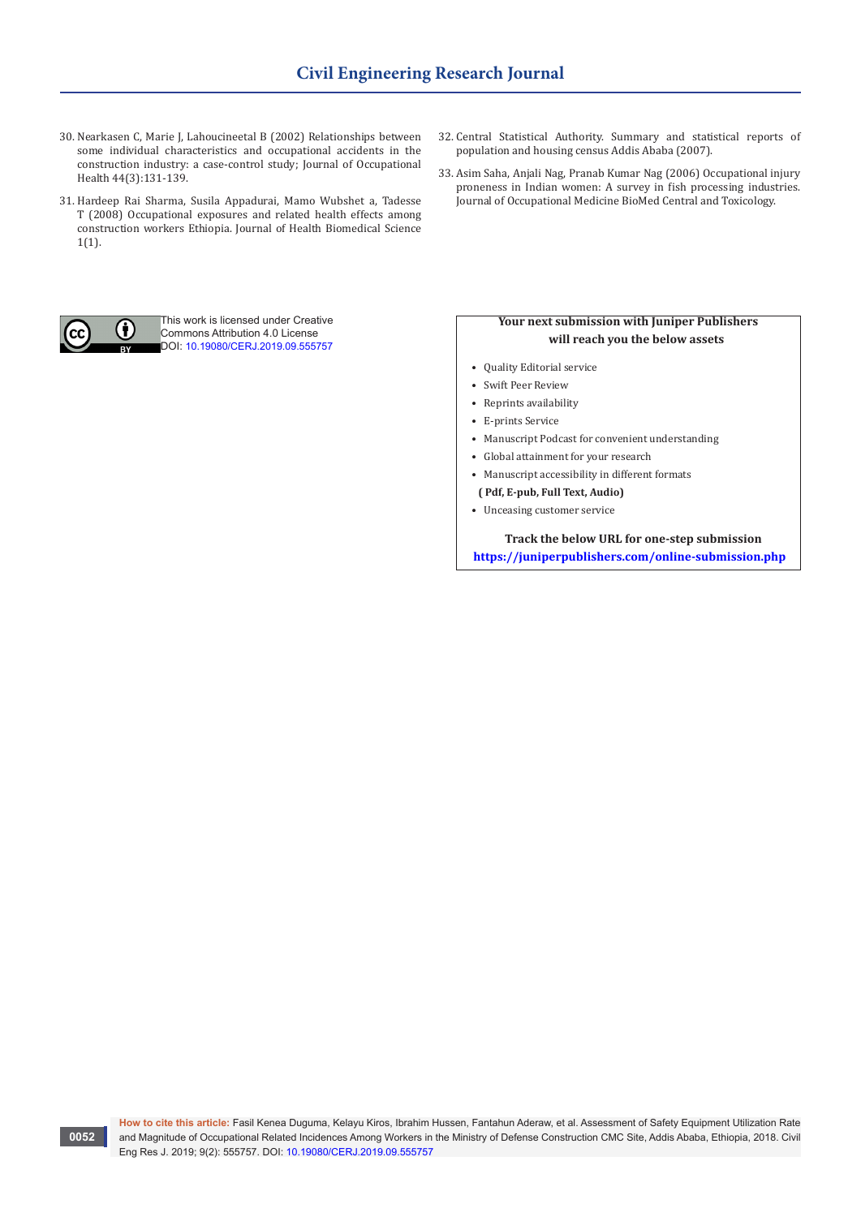30. Nearkasen C, Marie J, Lahoucineetal B (2002) Relationships between some individual characteristics and occupational accidents in the construction industry: a case-control study; Journal of Occupational Health 44(3):131-139.

31. Hardeep Rai Sharma, Susila Appadurai, Mamo Wubshet a, Tadesse T (2008) Occupational exposures and related health effects among construction workers Ethiopia. Journal of Health Biomedical Science 1(1).

32. Central Statistical Authority. Summary and statistical reports of population and housing census Addis Ababa (2007).

33. Asim Saha, Anjali Nag, Pranab Kumar Nag (2006) Occupational injury proneness in Indian women: A survey in fish processing industries. Journal of Occupational Medicine BioMed Central and Toxicology.

This work is licensed under Creative Commons Attribution 4.0 License
DOI: 10.19080/CERJ.2019.09.555757

**Your next submission with Juniper Publishers will reach you the below assets**

- Quality Editorial service
- Swift Peer Review
- Reprints availability
- E-prints Service
- Manuscript Podcast for convenient understanding
- Global attainment for your research
- Manuscript accessibility in different formats

  **( Pdf, E-pub, Full Text, Audio)**
- Unceasing customer service

**Track the below URL for one-step submission**
**https://juniperpublishers.com/online-submission.php**

**How to cite this article:** Fasil Kenea Duguma, Kelayu Kiros, Ibrahim Hussen, Fantahun Aderaw, et al. Assessment of Safety Equipment Utilization Rate and Magnitude of Occupational Related Incidences Among Workers in the Ministry of Defense Construction CMC Site, Addis Ababa, Ethiopia, 2018. Civil Eng Res J. 2019; 9(2): 555757. DOI: 10.19080/CERJ.2019.09.555757